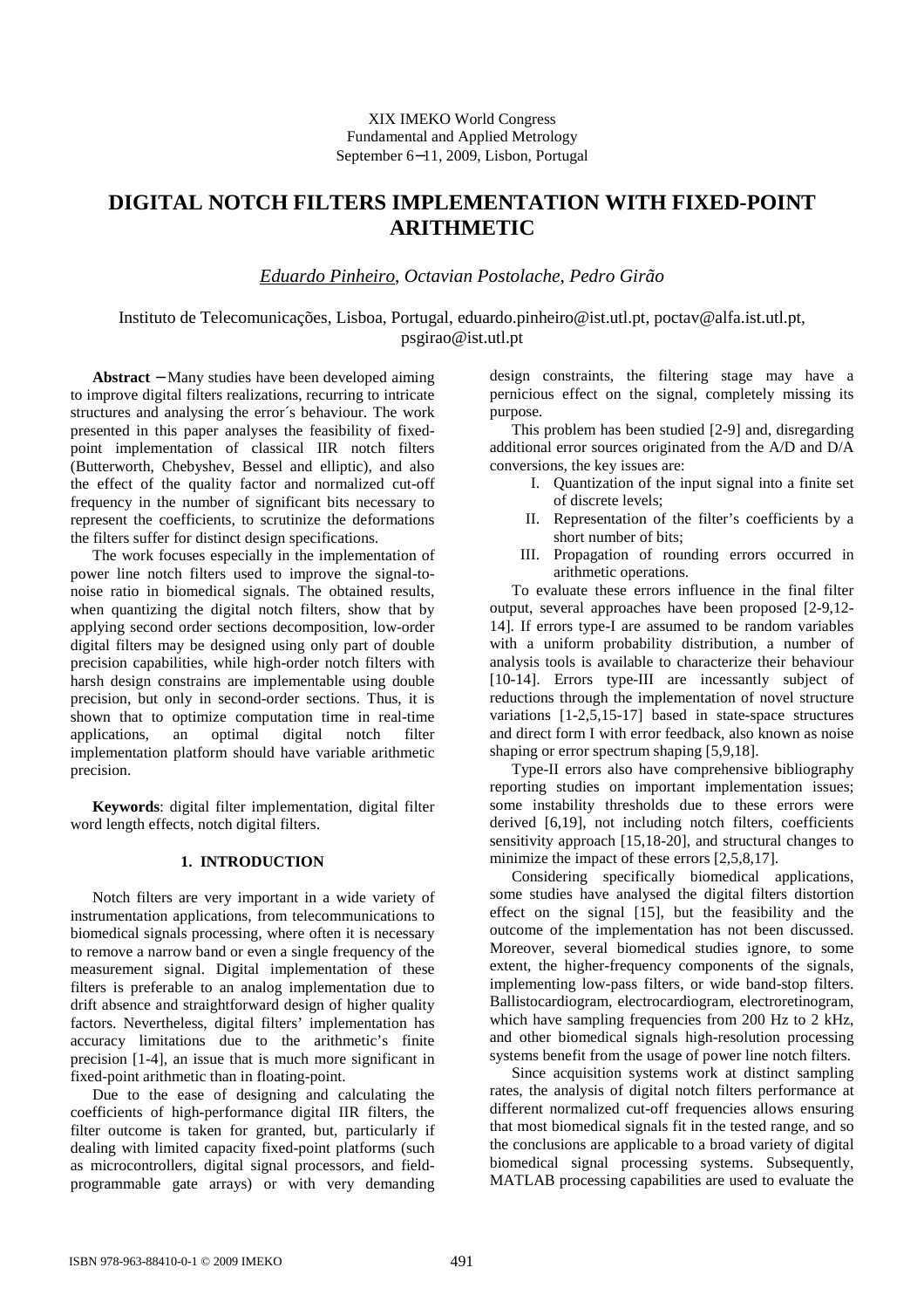XIX IMEKO World Congress
Fundamental and Applied Metrology
September 6−11, 2009, Lisbon, Portugal

# DIGITAL NOTCH FILTERS IMPLEMENTATION WITH FIXED-POINT ARITHMETIC

*Eduardo Pinheiro, Octavian Postolache, Pedro Girão*

Instituto de Telecomunicações, Lisboa, Portugal, eduardo.pinheiro@ist.utl.pt, poctav@alfa.ist.utl.pt, psgirao@ist.utl.pt

**Abstract** − Many studies have been developed aiming to improve digital filters realizations, recurring to intricate structures and analysing the error´s behaviour. The work presented in this paper analyses the feasibility of fixed-point implementation of classical IIR notch filters (Butterworth, Chebyshev, Bessel and elliptic), and also the effect of the quality factor and normalized cut-off frequency in the number of significant bits necessary to represent the coefficients, to scrutinize the deformations the filters suffer for distinct design specifications.

The work focuses especially in the implementation of power line notch filters used to improve the signal-to-noise ratio in biomedical signals. The obtained results, when quantizing the digital notch filters, show that by applying second order sections decomposition, low-order digital filters may be designed using only part of double precision capabilities, while high-order notch filters with harsh design constrains are implementable using double precision, but only in second-order sections. Thus, it is shown that to optimize computation time in real-time applications, an optimal digital notch filter implementation platform should have variable arithmetic precision.

**Keywords**: digital filter implementation, digital filter word length effects, notch digital filters.

## 1. INTRODUCTION

Notch filters are very important in a wide variety of instrumentation applications, from telecommunications to biomedical signals processing, where often it is necessary to remove a narrow band or even a single frequency of the measurement signal. Digital implementation of these filters is preferable to an analog implementation due to drift absence and straightforward design of higher quality factors. Nevertheless, digital filters' implementation has accuracy limitations due to the arithmetic's finite precision [1-4], an issue that is much more significant in fixed-point arithmetic than in floating-point.

Due to the ease of designing and calculating the coefficients of high-performance digital IIR filters, the filter outcome is taken for granted, but, particularly if dealing with limited capacity fixed-point platforms (such as microcontrollers, digital signal processors, and field-programmable gate arrays) or with very demanding design constraints, the filtering stage may have a pernicious effect on the signal, completely missing its purpose.

This problem has been studied [2-9] and, disregarding additional error sources originated from the A/D and D/A conversions, the key issues are:

I. Quantization of the input signal into a finite set of discrete levels;
II. Representation of the filter's coefficients by a short number of bits;
III. Propagation of rounding errors occurred in arithmetic operations.

To evaluate these errors influence in the final filter output, several approaches have been proposed [2-9,12-14]. If errors type-I are assumed to be random variables with a uniform probability distribution, a number of analysis tools is available to characterize their behaviour [10-14]. Errors type-III are incessantly subject of reductions through the implementation of novel structure variations [1-2,5,15-17] based in state-space structures and direct form I with error feedback, also known as noise shaping or error spectrum shaping [5,9,18].

Type-II errors also have comprehensive bibliography reporting studies on important implementation issues; some instability thresholds due to these errors were derived [6,19], not including notch filters, coefficients sensitivity approach [15,18-20], and structural changes to minimize the impact of these errors [2,5,8,17].

Considering specifically biomedical applications, some studies have analysed the digital filters distortion effect on the signal [15], but the feasibility and the outcome of the implementation has not been discussed. Moreover, several biomedical studies ignore, to some extent, the higher-frequency components of the signals, implementing low-pass filters, or wide band-stop filters. Ballistocardiogram, electrocardiogram, electroretinogram, which have sampling frequencies from 200 Hz to 2 kHz, and other biomedical signals high-resolution processing systems benefit from the usage of power line notch filters.

Since acquisition systems work at distinct sampling rates, the analysis of digital notch filters performance at different normalized cut-off frequencies allows ensuring that most biomedical signals fit in the tested range, and so the conclusions are applicable to a broad variety of digital biomedical signal processing systems. Subsequently, MATLAB processing capabilities are used to evaluate the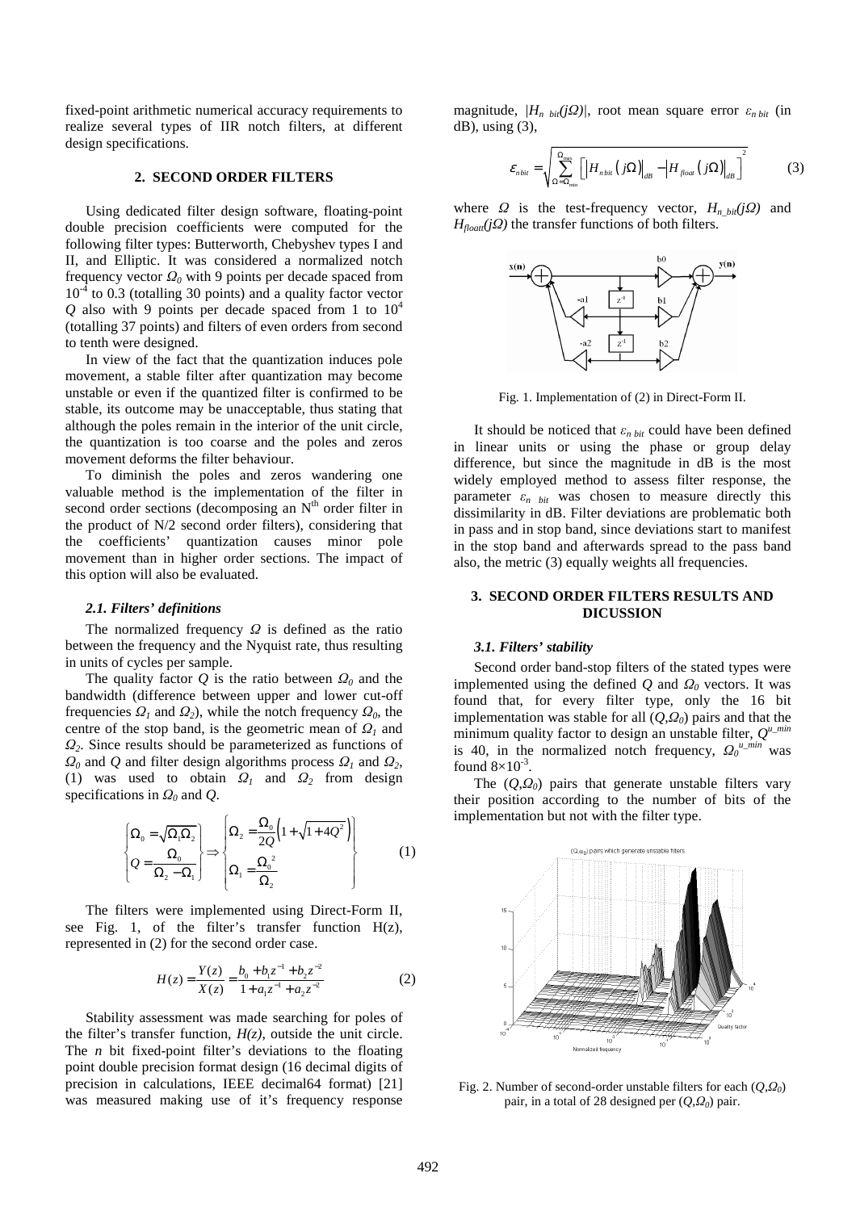fixed-point arithmetic numerical accuracy requirements to realize several types of IIR notch filters, at different design specifications.

## 2. SECOND ORDER FILTERS

Using dedicated filter design software, floating-point double precision coefficients were computed for the following filter types: Butterworth, Chebyshev types I and II, and Elliptic. It was considered a normalized notch frequency vector $\Omega_0$ with 9 points per decade spaced from $10^{-4}$ to 0.3 (totalling 30 points) and a quality factor vector $Q$ also with 9 points per decade spaced from 1 to $10^4$ (totalling 37 points) and filters of even orders from second to tenth were designed.

In view of the fact that the quantization induces pole movement, a stable filter after quantization may become unstable or even if the quantized filter is confirmed to be stable, its outcome may be unacceptable, thus stating that although the poles remain in the interior of the unit circle, the quantization is too coarse and the poles and zeros movement deforms the filter behaviour.

To diminish the poles and zeros wandering one valuable method is the implementation of the filter in second order sections (decomposing an $N^{th}$ order filter in the product of N/2 second order filters), considering that the coefficients' quantization causes minor pole movement than in higher order sections. The impact of this option will also be evaluated.

### 2.1. Filters' definitions

The normalized frequency $\Omega$ is defined as the ratio between the frequency and the Nyquist rate, thus resulting in units of cycles per sample.

The quality factor $Q$ is the ratio between $\Omega_0$ and the bandwidth (difference between upper and lower cut-off frequencies $\Omega_1$ and $\Omega_2$), while the notch frequency $\Omega_0$, the centre of the stop band, is the geometric mean of $\Omega_1$ and $\Omega_2$. Since results should be parameterized as functions of $\Omega_0$ and $Q$ and filter design algorithms process $\Omega_1$ and $\Omega_2$, (1) was used to obtain $\Omega_1$ and $\Omega_2$ from design specifications in $\Omega_0$ and $Q$.

$$\begin{Bmatrix} \Omega_0 = \sqrt{\Omega_1 \Omega_2} \\ Q = \dfrac{\Omega_0}{\Omega_2 - \Omega_1} \end{Bmatrix} \Rightarrow \begin{Bmatrix} \Omega_2 = \dfrac{\Omega_0}{2Q}\left(1+\sqrt{1+4Q^2}\right) \\ \Omega_1 = \dfrac{{\Omega_0}^2}{\Omega_2} \end{Bmatrix} \quad (1)$$

The filters were implemented using Direct-Form II, see Fig. 1, of the filter's transfer function H(z), represented in (2) for the second order case.

$$H(z) = \frac{Y(z)}{X(z)} = \frac{b_0 + b_1 z^{-1} + b_2 z^{-2}}{1 + a_1 z^{-1} + a_2 z^{-2}} \quad (2)$$

Stability assessment was made searching for poles of the filter's transfer function, $H(z)$, outside the unit circle. The $n$ bit fixed-point filter's deviations to the floating point double precision format design (16 decimal digits of precision in calculations, IEEE decimal64 format) [21] was measured making use of it's frequency response magnitude, $|H_{n\ bit}(j\Omega)|$, root mean square error $\varepsilon_{n\ bit}$ (in dB), using (3),

$$\varepsilon_{n\,bit} = \sqrt{\sum_{\Omega=\Omega_{min}}^{\Omega_{max}} \left[ \left|H_{n\,bit}\left(j\Omega\right)\right|_{dB} - \left|H_{float}\left(j\Omega\right)\right|_{dB} \right]^2} \quad (3)$$

where $\Omega$ is the test-frequency vector, $H_{n\_bit}(j\Omega)$ and $H_{floatt}(j\Omega)$ the transfer functions of both filters.

Fig. 1. Implementation of (2) in Direct-Form II.

It should be noticed that $\varepsilon_{n\ bit}$ could have been defined in linear units or using the phase or group delay difference, but since the magnitude in dB is the most widely employed method to assess filter response, the parameter $\varepsilon_{n\ bit}$ was chosen to measure directly this dissimilarity in dB. Filter deviations are problematic both in pass and in stop band, since deviations start to manifest in the stop band and afterwards spread to the pass band also, the metric (3) equally weights all frequencies.

## 3. SECOND ORDER FILTERS RESULTS AND DICUSSION

### 3.1. Filters' stability

Second order band-stop filters of the stated types were implemented using the defined $Q$ and $\Omega_0$ vectors. It was found that, for every filter type, only the 16 bit implementation was stable for all ($Q$,$\Omega_0$) pairs and that the minimum quality factor to design an unstable filter, $Q^{u\_min}$ is 40, in the normalized notch frequency, $\Omega_0^{u\_min}$ was found $8{\times}10^{-3}$.

The ($Q$,$\Omega_0$) pairs that generate unstable filters vary their position according to the number of bits of the implementation but not with the filter type.

Fig. 2. Number of second-order unstable filters for each ($Q$,$\Omega_0$) pair, in a total of 28 designed per ($Q$,$\Omega_0$) pair.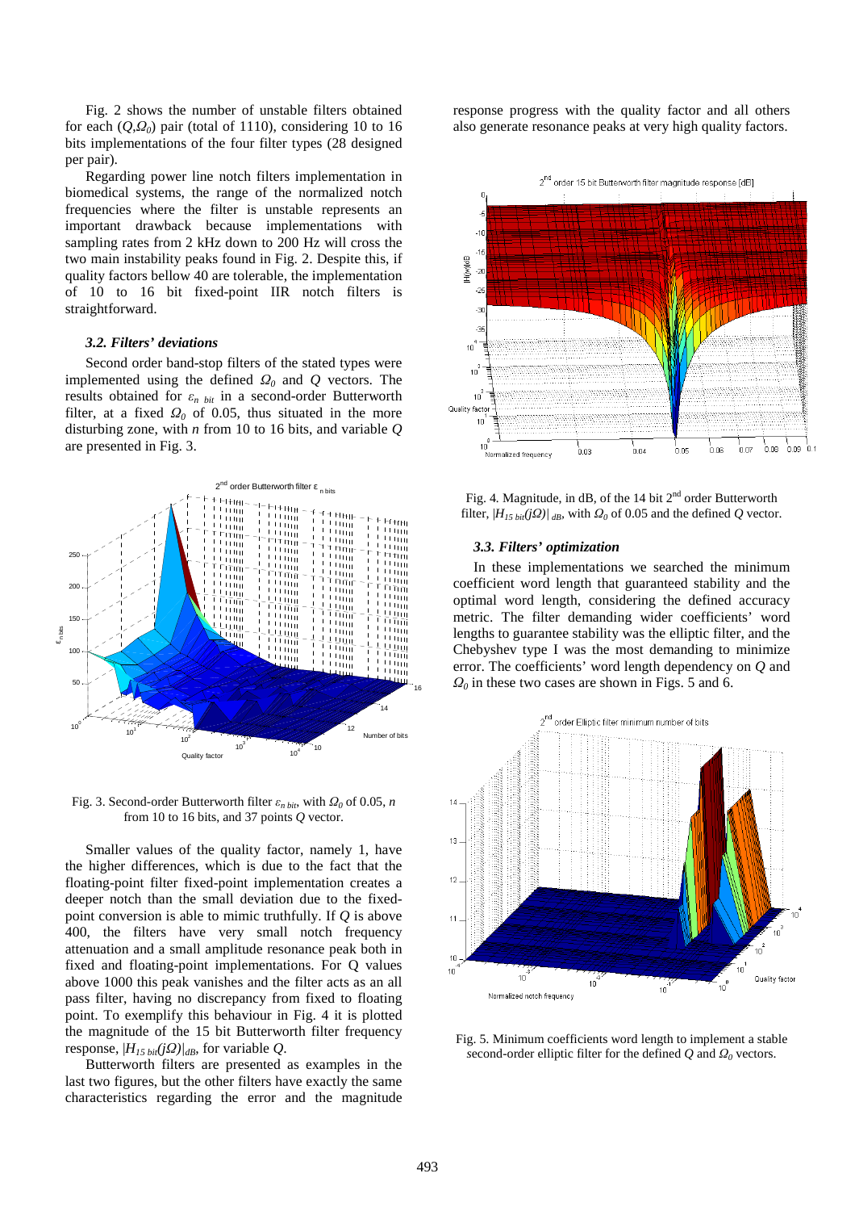Fig. 2 shows the number of unstable filters obtained for each $(Q,\Omega_0)$ pair (total of 1110), considering 10 to 16 bits implementations of the four filter types (28 designed per pair).

Regarding power line notch filters implementation in biomedical systems, the range of the normalized notch frequencies where the filter is unstable represents an important drawback because implementations with sampling rates from 2 kHz down to 200 Hz will cross the two main instability peaks found in Fig. 2. Despite this, if quality factors bellow 40 are tolerable, the implementation of 10 to 16 bit fixed-point IIR notch filters is straightforward.

### 3.2. Filters' deviations

Second order band-stop filters of the stated types were implemented using the defined $\Omega_0$ and $Q$ vectors. The results obtained for $\varepsilon_{n\ bit}$ in a second-order Butterworth filter, at a fixed $\Omega_0$ of 0.05, thus situated in the more disturbing zone, with $n$ from 10 to 16 bits, and variable $Q$ are presented in Fig. 3.

Fig. 3. Second-order Butterworth filter $\varepsilon_{n\ bit}$, with $\Omega_0$ of 0.05, $n$ from 10 to 16 bits, and 37 points $Q$ vector.

Smaller values of the quality factor, namely 1, have the higher differences, which is due to the fact that the floating-point filter fixed-point implementation creates a deeper notch than the small deviation due to the fixed-point conversion is able to mimic truthfully. If $Q$ is above 400, the filters have very small notch frequency attenuation and a small amplitude resonance peak both in fixed and floating-point implementations. For Q values above 1000 this peak vanishes and the filter acts as an all pass filter, having no discrepancy from fixed to floating point. To exemplify this behaviour in Fig. 4 it is plotted the magnitude of the 15 bit Butterworth filter frequency response, $|H_{15\ bit}(j\Omega)|_{dB}$, for variable $Q$.

Butterworth filters are presented as examples in the last two figures, but the other filters have exactly the same characteristics regarding the error and the magnitude response progress with the quality factor and all others also generate resonance peaks at very high quality factors.

Fig. 4. Magnitude, in dB, of the 14 bit 2nd order Butterworth filter, $|H_{15\ bit}(j\Omega)|_{dB}$, with $\Omega_0$ of 0.05 and the defined $Q$ vector.

### 3.3. Filters' optimization

In these implementations we searched the minimum coefficient word length that guaranteed stability and the optimal word length, considering the defined accuracy metric. The filter demanding wider coefficients' word lengths to guarantee stability was the elliptic filter, and the Chebyshev type I was the most demanding to minimize error. The coefficients' word length dependency on $Q$ and $\Omega_0$ in these two cases are shown in Figs. 5 and 6.

Fig. 5. Minimum coefficients word length to implement a stable second-order elliptic filter for the defined $Q$ and $\Omega_0$ vectors.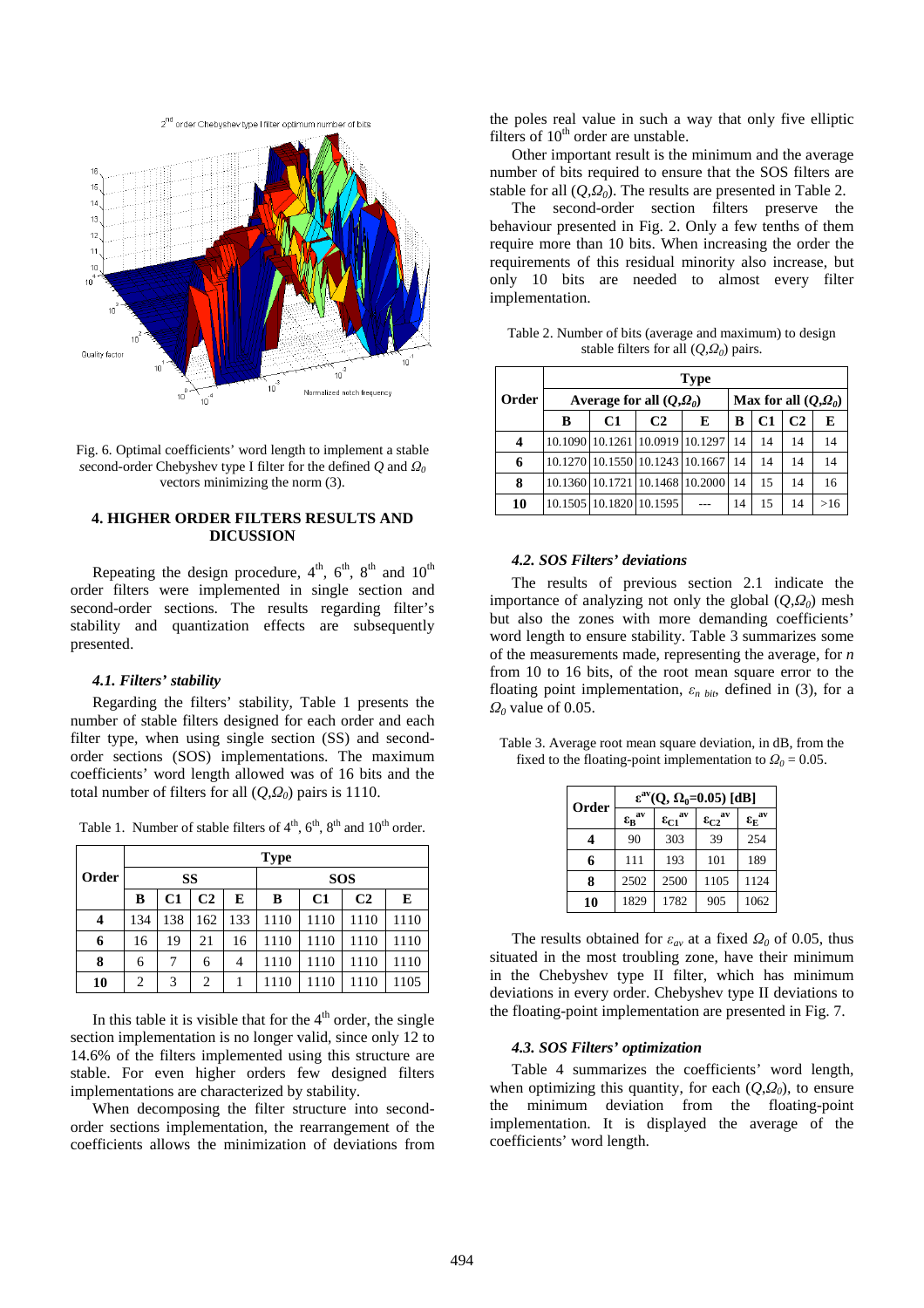Fig. 6. Optimal coefficients' word length to implement a stable second-order Chebyshev type I filter for the defined $Q$ and $\Omega_0$ vectors minimizing the norm (3).

## 4. HIGHER ORDER FILTERS RESULTS AND DICUSSION

Repeating the design procedure, 4[th], 6[th], 8[th] and 10[th] order filters were implemented in single section and second-order sections. The results regarding filter's stability and quantization effects are subsequently presented.

### 4.1. Filters' stability

Regarding the filters' stability, Table 1 presents the number of stable filters designed for each order and each filter type, when using single section (SS) and second-order sections (SOS) implementations. The maximum coefficients' word length allowed was of 16 bits and the total number of filters for all $(Q,\Omega_0)$ pairs is 1110.

Table 1. Number of stable filters of 4[th], 6[th], 8[th] and 10[th] order.

| Order | Type | | | | | | | |
|---|---|---|---|---|---|---|---|---|
| | SS | | | | SOS | | | |
| | B | C1 | C2 | E | B | C1 | C2 | E |
| 4 | 134 | 138 | 162 | 133 | 1110 | 1110 | 1110 | 1110 |
| 6 | 16 | 19 | 21 | 16 | 1110 | 1110 | 1110 | 1110 |
| 8 | 6 | 7 | 6 | 4 | 1110 | 1110 | 1110 | 1110 |
| 10 | 2 | 3 | 2 | 1 | 1110 | 1110 | 1110 | 1105 |

In this table it is visible that for the 4[th] order, the single section implementation is no longer valid, since only 12 to 14.6% of the filters implemented using this structure are stable. For even higher orders few designed filters implementations are characterized by stability.

When decomposing the filter structure into second-order sections implementation, the rearrangement of the coefficients allows the minimization of deviations from the poles real value in such a way that only five elliptic filters of 10[th] order are unstable.

Other important result is the minimum and the average number of bits required to ensure that the SOS filters are stable for all $(Q,\Omega_0)$. The results are presented in Table 2.

The second-order section filters preserve the behaviour presented in Fig. 2. Only a few tenths of them require more than 10 bits. When increasing the order the requirements of this residual minority also increase, but only 10 bits are needed to almost every filter implementation.

Table 2. Number of bits (average and maximum) to design stable filters for all $(Q,\Omega_0)$ pairs.

| Order | Type | | | | | | | |
|---|---|---|---|---|---|---|---|---|
| | Average for all $(Q,\Omega_0)$ | | | | Max for all $(Q,\Omega_0)$ | | | |
| | B | C1 | C2 | E | B | C1 | C2 | E |
| 4 | 10.1090 | 10.1261 | 10.0919 | 10.1297 | 14 | 14 | 14 | 14 |
| 6 | 10.1270 | 10.1550 | 10.1243 | 10.1667 | 14 | 14 | 14 | 14 |
| 8 | 10.1360 | 10.1721 | 10.1468 | 10.2000 | 14 | 15 | 14 | 16 |
| 10 | 10.1505 | 10.1820 | 10.1595 | --- | 14 | 15 | 14 | >16 |

### 4.2. SOS Filters' deviations

The results of previous section 2.1 indicate the importance of analyzing not only the global $(Q,\Omega_0)$ mesh but also the zones with more demanding coefficients' word length to ensure stability. Table 3 summarizes some of the measurements made, representing the average, for $n$ from 10 to 16 bits, of the root mean square error to the floating point implementation, $\varepsilon_{n\ bit}$, defined in (3), for a $\Omega_0$ value of 0.05.

Table 3. Average root mean square deviation, in dB, from the fixed to the floating-point implementation to $\Omega_0 = 0.05$.

| Order | $\varepsilon^{av}(Q,\ \Omega_0\text{=}0.05)$ [dB] | | | |
|---|---|---|---|---|
| | $\varepsilon_B^{av}$ | $\varepsilon_{C1}^{av}$ | $\varepsilon_{C2}^{av}$ | $\varepsilon_E^{av}$ |
| 4 | 90 | 303 | 39 | 254 |
| 6 | 111 | 193 | 101 | 189 |
| 8 | 2502 | 2500 | 1105 | 1124 |
| 10 | 1829 | 1782 | 905 | 1062 |

The results obtained for $\varepsilon_{av}$ at a fixed $\Omega_0$ of 0.05, thus situated in the most troubling zone, have their minimum in the Chebyshev type II filter, which has minimum deviations in every order. Chebyshev type II deviations to the floating-point implementation are presented in Fig. 7.

### 4.3. SOS Filters' optimization

Table 4 summarizes the coefficients' word length, when optimizing this quantity, for each $(Q,\Omega_0)$, to ensure the minimum deviation from the floating-point implementation. It is displayed the average of the coefficients' word length.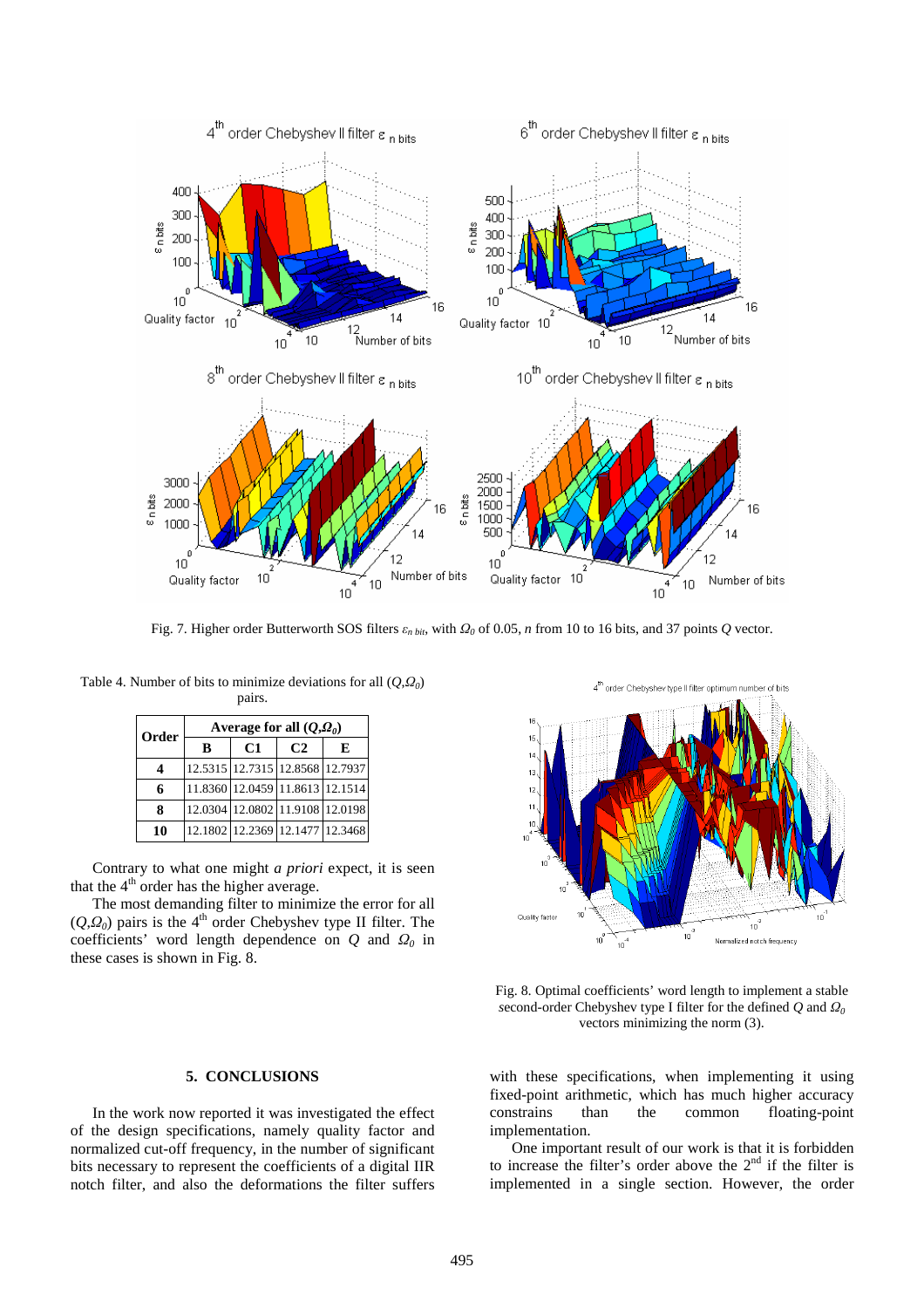Fig. 7. Higher order Butterworth SOS filters $\varepsilon_{n\ bit}$, with $\Omega_0$ of 0.05, $n$ from 10 to 16 bits, and 37 points $Q$ vector.

Table 4. Number of bits to minimize deviations for all $(Q,\Omega_0)$ pairs.

| Order | Average for all $(Q,\Omega_0)$ | | | |
|---|---|---|---|---|
| | **B** | **C1** | **C2** | **E** |
| **4** | 12.5315 | 12.7315 | 12.8568 | 12.7937 |
| **6** | 11.8360 | 12.0459 | 11.8613 | 12.1514 |
| **8** | 12.0304 | 12.0802 | 11.9108 | 12.0198 |
| **10** | 12.1802 | 12.2369 | 12.1477 | 12.3468 |

Contrary to what one might *a priori* expect, it is seen that the 4th order has the higher average.

The most demanding filter to minimize the error for all $(Q,\Omega_0)$ pairs is the 4th order Chebyshev type II filter. The coefficients' word length dependence on $Q$ and $\Omega_0$ in these cases is shown in Fig. 8.

Fig. 8. Optimal coefficients' word length to implement a stable second-order Chebyshev type I filter for the defined $Q$ and $\Omega_0$ vectors minimizing the norm (3).

## 5. CONCLUSIONS

In the work now reported it was investigated the effect of the design specifications, namely quality factor and normalized cut-off frequency, in the number of significant bits necessary to represent the coefficients of a digital IIR notch filter, and also the deformations the filter suffers with these specifications, when implementing it using fixed-point arithmetic, which has much higher accuracy constrains than the common floating-point implementation.

One important result of our work is that it is forbidden to increase the filter's order above the 2nd if the filter is implemented in a single section. However, the order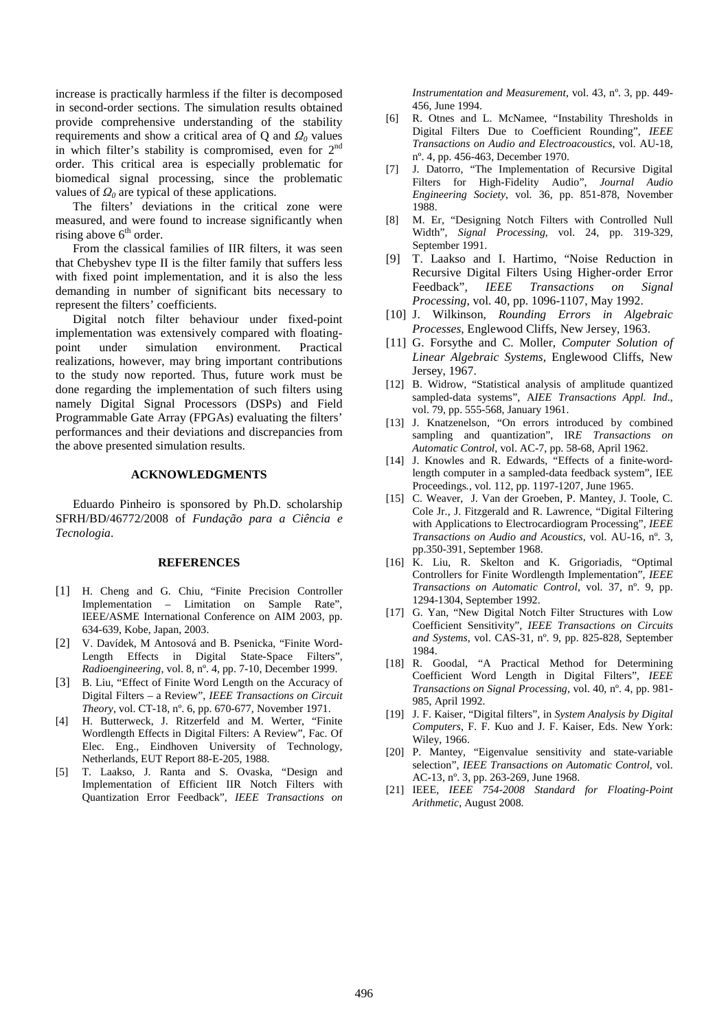increase is practically harmless if the filter is decomposed in second-order sections. The simulation results obtained provide comprehensive understanding of the stability requirements and show a critical area of Q and $\Omega_0$ values in which filter's stability is compromised, even for $2^{nd}$ order. This critical area is especially problematic for biomedical signal processing, since the problematic values of $\Omega_0$ are typical of these applications.

The filters' deviations in the critical zone were measured, and were found to increase significantly when rising above $6^{th}$ order.

From the classical families of IIR filters, it was seen that Chebyshev type II is the filter family that suffers less with fixed point implementation, and it is also the less demanding in number of significant bits necessary to represent the filters' coefficients.

Digital notch filter behaviour under fixed-point implementation was extensively compared with floating-point under simulation environment. Practical realizations, however, may bring important contributions to the study now reported. Thus, future work must be done regarding the implementation of such filters using namely Digital Signal Processors (DSPs) and Field Programmable Gate Array (FPGAs) evaluating the filters' performances and their deviations and discrepancies from the above presented simulation results.

## ACKNOWLEDGMENTS

Eduardo Pinheiro is sponsored by Ph.D. scholarship SFRH/BD/46772/2008 of *Fundação para a Ciência e Tecnologia*.

## REFERENCES

[1] H. Cheng and G. Chiu, "Finite Precision Controller Implementation – Limitation on Sample Rate", IEEE/ASME International Conference on AIM 2003, pp. 634-639, Kobe, Japan, 2003.

[2] V. Davídek, M Antosová and B. Psenicka, "Finite Word-Length Effects in Digital State-Space Filters", *Radioengineering*, vol. 8, nº. 4, pp. 7-10, December 1999.

[3] B. Liu, "Effect of Finite Word Length on the Accuracy of Digital Filters – a Review", *IEEE Transactions on Circuit Theory*, vol. CT-18, nº. 6, pp. 670-677, November 1971.

[4] H. Butterweck, J. Ritzerfeld and M. Werter, "Finite Wordlength Effects in Digital Filters: A Review", Fac. Of Elec. Eng., Eindhoven University of Technology, Netherlands, EUT Report 88-E-205, 1988.

[5] T. Laakso, J. Ranta and S. Ovaska, "Design and Implementation of Efficient IIR Notch Filters with Quantization Error Feedback", *IEEE Transactions on Instrumentation and Measurement*, vol. 43, nº. 3, pp. 449-456, June 1994.

[6] R. Otnes and L. McNamee, "Instability Thresholds in Digital Filters Due to Coefficient Rounding", *IEEE Transactions on Audio and Electroacoustics*, vol. AU-18, nº. 4, pp. 456-463, December 1970.

[7] J. Datorro, "The Implementation of Recursive Digital Filters for High-Fidelity Audio", *Journal Audio Engineering Society*, vol. 36, pp. 851-878, November 1988.

[8] M. Er, "Designing Notch Filters with Controlled Null Width", *Signal Processing*, vol. 24, pp. 319-329, September 1991.

[9] T. Laakso and I. Hartimo, "Noise Reduction in Recursive Digital Filters Using Higher-order Error Feedback", *IEEE Transactions on Signal Processing*, vol. 40, pp. 1096-1107, May 1992.

[10] J. Wilkinson, *Rounding Errors in Algebraic Processes*, Englewood Cliffs, New Jersey, 1963.

[11] G. Forsythe and C. Moller, *Computer Solution of Linear Algebraic Systems*, Englewood Cliffs, New Jersey, 1967.

[12] B. Widrow, "Statistical analysis of amplitude quantized sampled-data systems", A*IEE Transactions Appl. Ind.*, vol. 79, pp. 555-568, January 1961.

[13] J. Knatzenelson, "On errors introduced by combined sampling and quantization", IR*E Transactions on Automatic Control*, vol. AC-7, pp. 58-68, April 1962.

[14] J. Knowles and R. Edwards, "Effects of a finite-word-length computer in a sampled-data feedback system", IEE Proceedings., vol. 112, pp. 1197-1207, June 1965.

[15] C. Weaver, J. Van der Groeben, P. Mantey, J. Toole, C. Cole Jr., J. Fitzgerald and R. Lawrence, "Digital Filtering with Applications to Electrocardiogram Processing", *IEEE Transactions on Audio and Acoustics*, vol. AU-16, nº. 3, pp.350-391, September 1968.

[16] K. Liu, R. Skelton and K. Grigoriadis, "Optimal Controllers for Finite Wordlength Implementation", *IEEE Transactions on Automatic Control*, vol. 37, nº. 9, pp. 1294-1304, September 1992.

[17] G. Yan, "New Digital Notch Filter Structures with Low Coefficient Sensitivity", *IEEE Transactions on Circuits and Systems*, vol. CAS-31, nº. 9, pp. 825-828, September 1984.

[18] R. Goodal, "A Practical Method for Determining Coefficient Word Length in Digital Filters", *IEEE Transactions on Signal Processing*, vol. 40, nº. 4, pp. 981-985, April 1992.

[19] J. F. Kaiser, "Digital filters", in *System Analysis by Digital Computers*, F. F. Kuo and J. F. Kaiser, Eds. New York: Wiley, 1966.

[20] P. Mantey, "Eigenvalue sensitivity and state-variable selection", *IEEE Transactions on Automatic Control*, vol. AC-13, nº. 3, pp. 263-269, June 1968.

[21] IEEE, *IEEE 754-2008 Standard for Floating-Point Arithmetic*, August 2008.